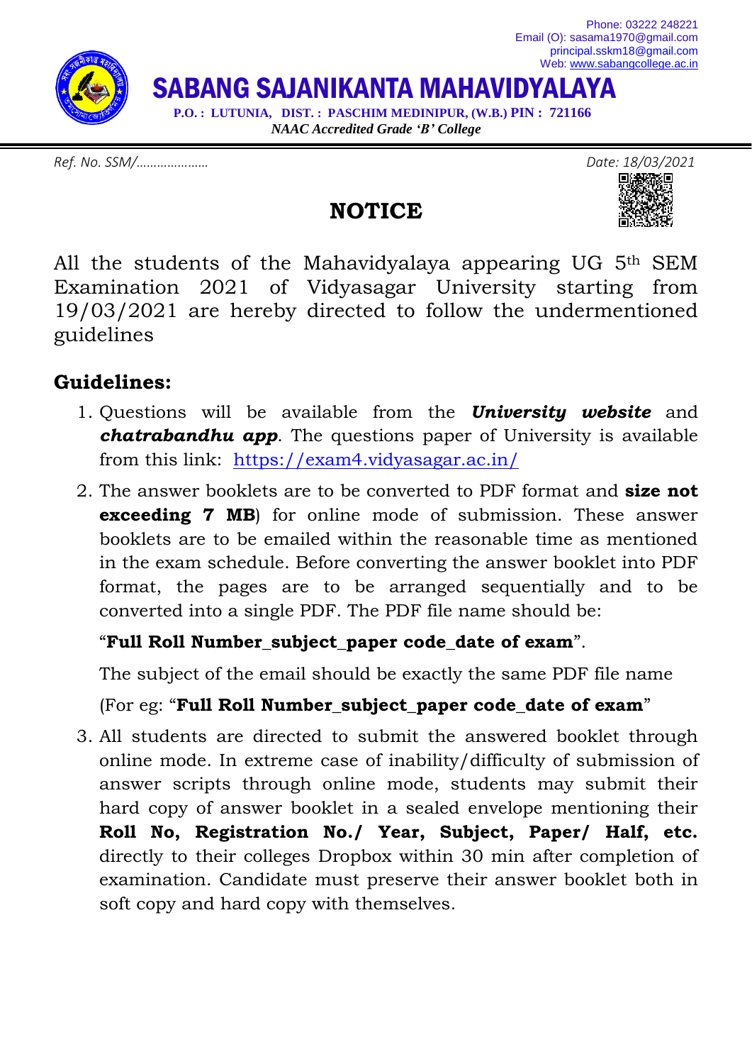Phone: 03222 248221
Email (O): sasama1970@gmail.com
principal.sskm18@gmail.com
Web: www.sabangcollege.ac.in

# SABANG SAJANIKANTA MAHAVIDYALAYA

**P.O. : LUTUNIA, DIST. : PASCHIM MEDINIPUR, (W.B.) PIN : 721166**

***NAAC Accredited Grade 'B' College***

*Ref. No. SSM/…………………* *Date: 18/03/2021*

## NOTICE

All the students of the Mahavidyalaya appearing UG 5th SEM Examination 2021 of Vidyasagar University starting from 19/03/2021 are hereby directed to follow the undermentioned guidelines

### Guidelines:

1. Questions will be available from the ***University website*** and ***chatrabandhu app***. The questions paper of University is available from this link: https://exam4.vidyasagar.ac.in/
2. The answer booklets are to be converted to PDF format and **size not exceeding 7 MB**) for online mode of submission. These answer booklets are to be emailed within the reasonable time as mentioned in the exam schedule. Before converting the answer booklet into PDF format, the pages are to be arranged sequentially and to be converted into a single PDF. The PDF file name should be:

   "**Full Roll Number_subject_paper code_date of exam**".

   The subject of the email should be exactly the same PDF file name

   (For eg: "**Full Roll Number_subject_paper code_date of exam**"
3. All students are directed to submit the answered booklet through online mode. In extreme case of inability/difficulty of submission of answer scripts through online mode, students may submit their hard copy of answer booklet in a sealed envelope mentioning their **Roll No, Registration No./ Year, Subject, Paper/ Half, etc.** directly to their colleges Dropbox within 30 min after completion of examination. Candidate must preserve their answer booklet both in soft copy and hard copy with themselves.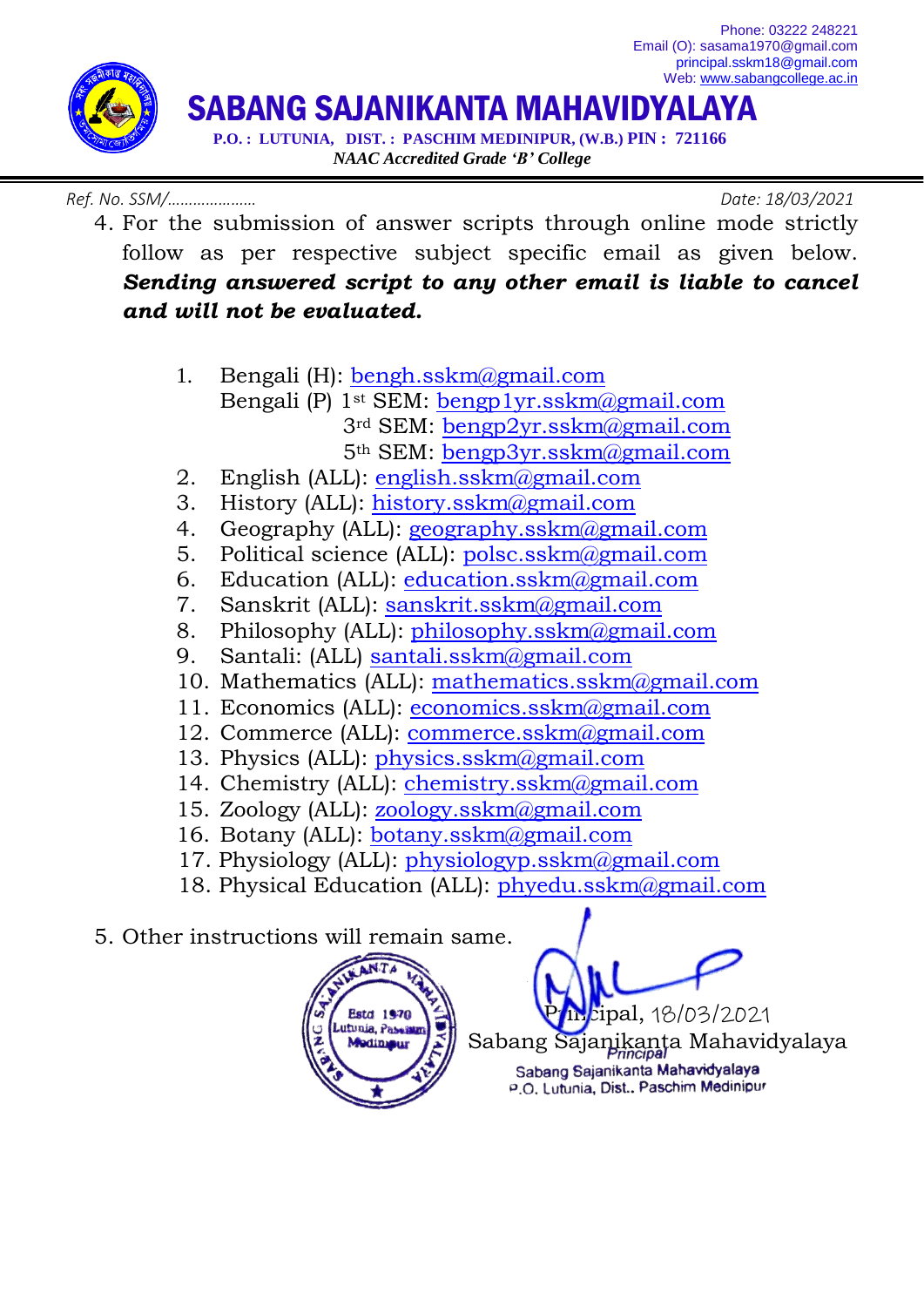Phone: 03222 248221
Email (O): sasama1970@gmail.com
principal.sskm18@gmail.com
Web: www.sabangcollege.ac.in

# SABANG SAJANIKANTA MAHAVIDYALAYA

**P.O. : LUTUNIA, DIST. : PASCHIM MEDINIPUR, (W.B.) PIN : 721166**

***NAAC Accredited Grade 'B' College***

*Ref. No. SSM/…………………* *Date: 18/03/2021*

4. For the submission of answer scripts through online mode strictly follow as per respective subject specific email as given below. ***Sending answered script to any other email is liable to cancel and will not be evaluated.***

   1. Bengali (H): bengh.sskm@gmail.com
      Bengali (P) 1st SEM: bengp1yr.sskm@gmail.com
      3rd SEM: bengp2yr.sskm@gmail.com
      5th SEM: bengp3yr.sskm@gmail.com
   2. English (ALL): english.sskm@gmail.com
   3. History (ALL): history.sskm@gmail.com
   4. Geography (ALL): geography.sskm@gmail.com
   5. Political science (ALL): polsc.sskm@gmail.com
   6. Education (ALL): education.sskm@gmail.com
   7. Sanskrit (ALL): sanskrit.sskm@gmail.com
   8. Philosophy (ALL): philosophy.sskm@gmail.com
   9. Santali: (ALL) santali.sskm@gmail.com
   10. Mathematics (ALL): mathematics.sskm@gmail.com
   11. Economics (ALL): economics.sskm@gmail.com
   12. Commerce (ALL): commerce.sskm@gmail.com
   13. Physics (ALL): physics.sskm@gmail.com
   14. Chemistry (ALL): chemistry.sskm@gmail.com
   15. Zoology (ALL): zoology.sskm@gmail.com
   16. Botany (ALL): botany.sskm@gmail.com
   17. Physiology (ALL): physiologyp.sskm@gmail.com
   18. Physical Education (ALL): phyedu.sskm@gmail.com

5. Other instructions will remain same.

Principal, 18/03/2021
Sabang Sajanikanta Mahavidyalaya

Principal
Sabang Sajanikanta Mahavidyalaya
P.O. Lutunia, Dist.. Paschim Medinipur

SABANG SAJANIKANTA MAHAVIDYALAYA
Estd 1970
Lutunia, Paschim Medinipur